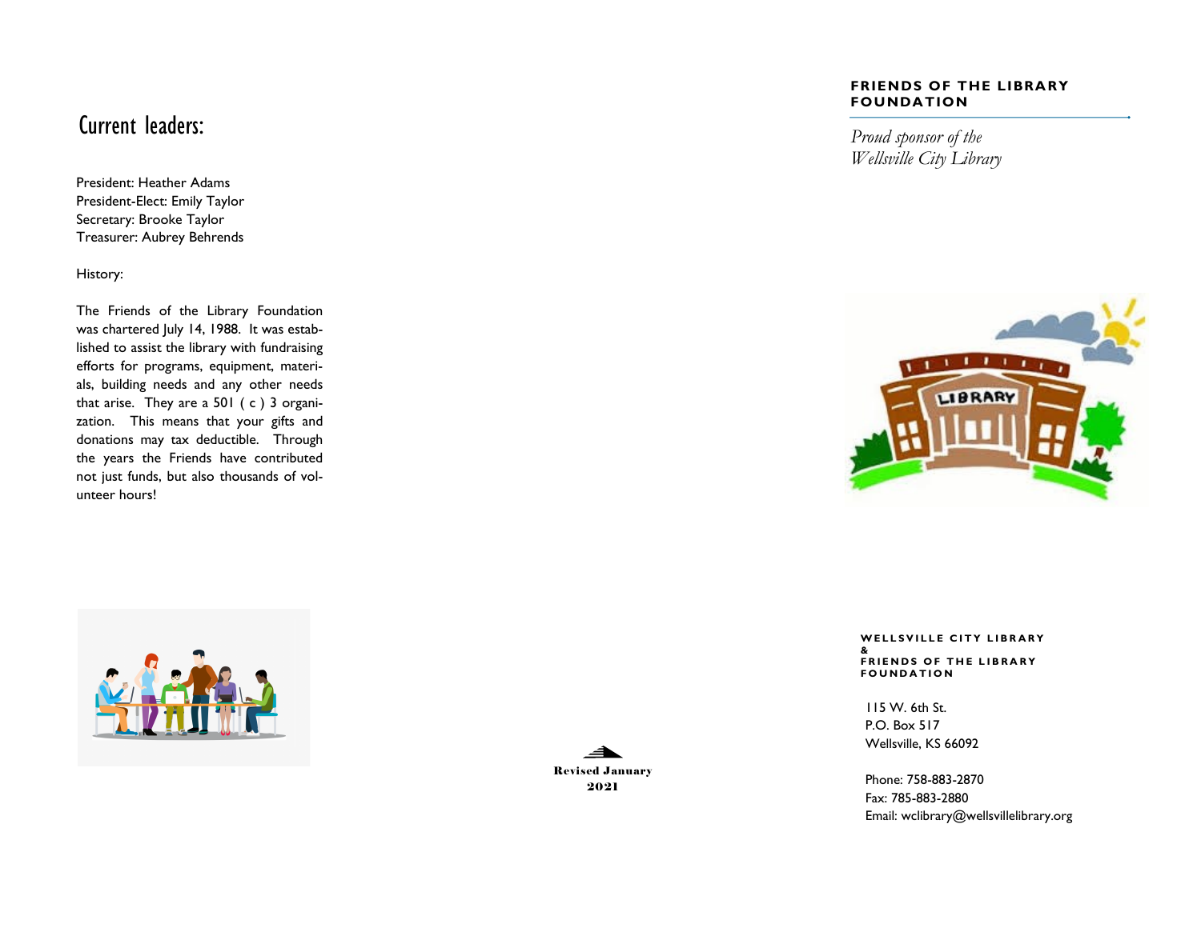# Current leaders:

President: Heather Adams
President-Elect: Emily Taylor
Secretary: Brooke Taylor
Treasurer: Aubrey Behrends

History:

The Friends of the Library Foundation was chartered July 14, 1988. It was established to assist the library with fundraising efforts for programs, equipment, materials, building needs and any other needs that arise. They are a 501 ( c ) 3 organization. This means that your gifts and donations may tax deductible. Through the years the Friends have contributed not just funds, but also thousands of volunteer hours!

Revised January 2021

## FRIENDS OF THE LIBRARY FOUNDATION

*Proud sponsor of the Wellsville City Library*

**WELLSVILLE CITY LIBRARY & FRIENDS OF THE LIBRARY FOUNDATION**

115 W. 6th St.
P.O. Box 517
Wellsville, KS 66092

Phone: 758-883-2870
Fax: 785-883-2880
Email: wclibrary@wellsvillelibrary.org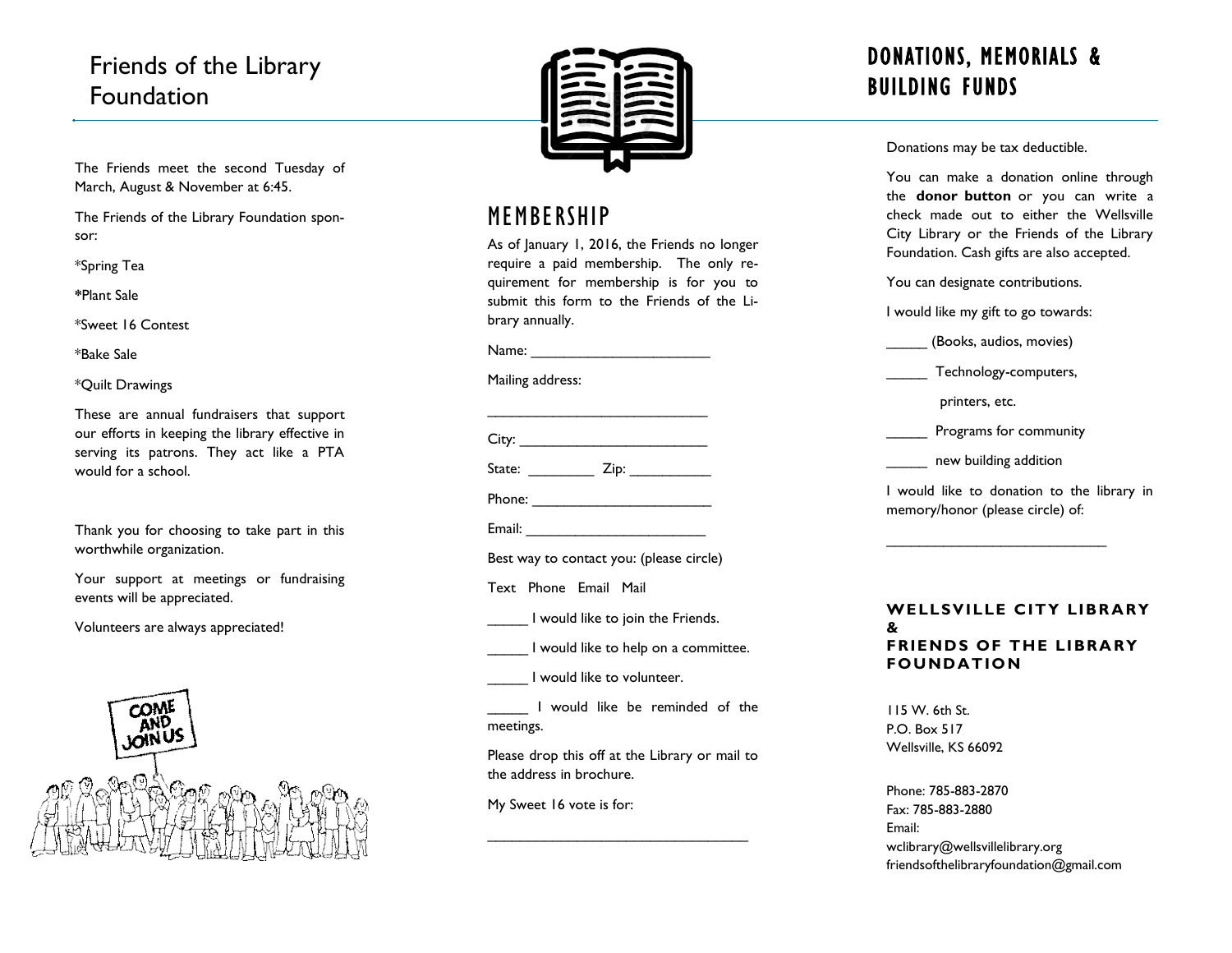# Friends of the Library Foundation

The Friends meet the second Tuesday of March, August & November at 6:45.

The Friends of the Library Foundation sponsor:

*Spring Tea

*Plant Sale

*Sweet 16 Contest

*Bake Sale

*Quilt Drawings

These are annual fundraisers that support our efforts in keeping the library effective in serving its patrons. They act like a PTA would for a school.

Thank you for choosing to take part in this worthwhile organization.

Your support at meetings or fundraising events will be appreciated.

Volunteers are always appreciated!

## MEMBERSHIP

As of January 1, 2016, the Friends no longer require a paid membership. The only requirement for membership is for you to submit this form to the Friends of the Library annually.

Name: ______________________

Mailing address:

___________________________

City: _______________________

State: ________ Zip: __________

Phone: ______________________

Email: ______________________

Best way to contact you: (please circle)

Text Phone Email Mail

_____ I would like to join the Friends.

_____ I would like to help on a committee.

_____ I would like to volunteer.

_____ I would like be reminded of the meetings.

Please drop this off at the Library or mail to the address in brochure.

My Sweet 16 vote is for:

________________________________

## DONATIONS, MEMORIALS & BUILDING FUNDS

Donations may be tax deductible.

You can make a donation online through the **donor button** or you can write a check made out to either the Wellsville City Library or the Friends of the Library Foundation. Cash gifts are also accepted.

You can designate contributions.

I would like my gift to go towards:

_____ (Books, audios, movies)

_____ Technology-computers, printers, etc.

_____ Programs for community

_____ new building addition

I would like to donation to the library in memory/honor (please circle) of:

___________________________

**WELLSVILLE CITY LIBRARY &**
**FRIENDS OF THE LIBRARY FOUNDATION**

115 W. 6th St.
P.O. Box 517
Wellsville, KS 66092

Phone: 785-883-2870
Fax: 785-883-2880
Email:
wclibrary@wellsvillelibrary.org
friendsofthelibraryfoundation@gmail.com